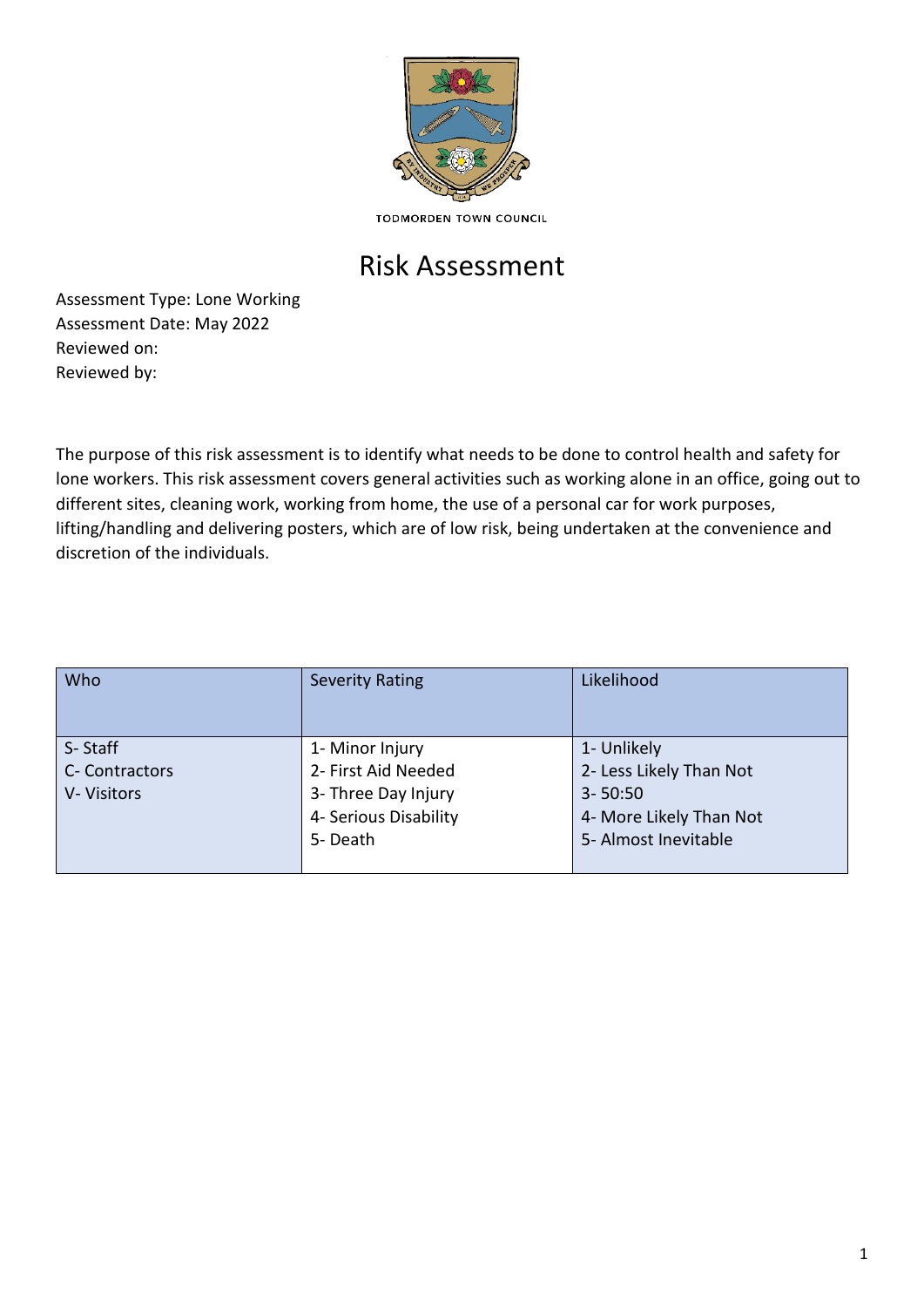TODMORDEN TOWN COUNCIL

# Risk Assessment

Assessment Type: Lone Working
Assessment Date: May 2022
Reviewed on:
Reviewed by:

The purpose of this risk assessment is to identify what needs to be done to control health and safety for lone workers. This risk assessment covers general activities such as working alone in an office, going out to different sites, cleaning work, working from home, the use of a personal car for work purposes, lifting/handling and delivering posters, which are of low risk, being undertaken at the convenience and discretion of the individuals.

| Who | Severity Rating | Likelihood |
|---|---|---|
| S- Staff<br>C- Contractors<br>V- Visitors | 1- Minor Injury<br>2- First Aid Needed<br>3- Three Day Injury<br>4- Serious Disability<br>5- Death | 1- Unlikely<br>2- Less Likely Than Not<br>3- 50:50<br>4- More Likely Than Not<br>5- Almost Inevitable |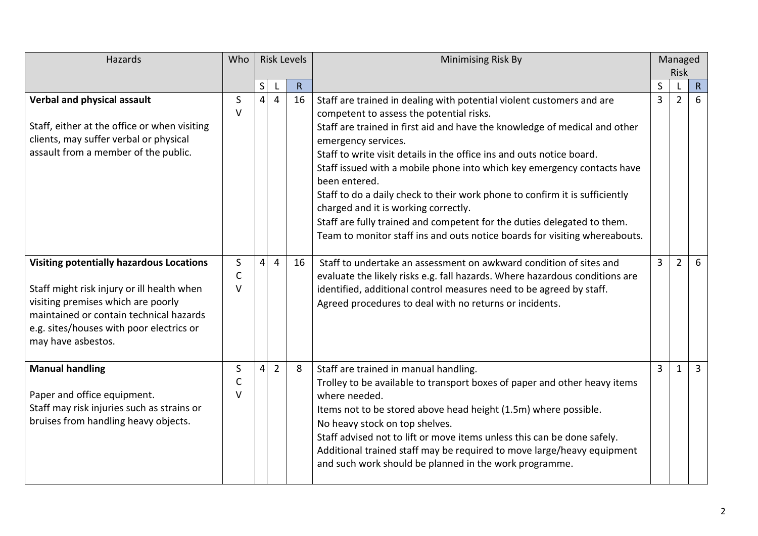| Hazards | Who | Risk Levels | | | Minimising Risk By | Managed Risk | | |
|---|---|---|---|---|---|---|---|---|
| | | S | L | R | | S | L | R |
| **Verbal and physical assault**<br><br>Staff, either at the office or when visiting clients, may suffer verbal or physical assault from a member of the public. | S<br>V | 4 | 4 | 16 | Staff are trained in dealing with potential violent customers and are competent to assess the potential risks.<br>Staff are trained in first aid and have the knowledge of medical and other emergency services.<br>Staff to write visit details in the office ins and outs notice board.<br>Staff issued with a mobile phone into which key emergency contacts have been entered.<br>Staff to do a daily check to their work phone to confirm it is sufficiently charged and it is working correctly.<br>Staff are fully trained and competent for the duties delegated to them.<br>Team to monitor staff ins and outs notice boards for visiting whereabouts. | 3 | 2 | 6 |
| **Visiting potentially hazardous Locations**<br><br>Staff might risk injury or ill health when visiting premises which are poorly maintained or contain technical hazards e.g. sites/houses with poor electrics or may have asbestos. | S<br>C<br>V | 4 | 4 | 16 | Staff to undertake an assessment on awkward condition of sites and evaluate the likely risks e.g. fall hazards. Where hazardous conditions are identified, additional control measures need to be agreed by staff.<br>Agreed procedures to deal with no returns or incidents. | 3 | 2 | 6 |
| **Manual handling**<br><br>Paper and office equipment.<br>Staff may risk injuries such as strains or bruises from handling heavy objects. | S<br>C<br>V | 4 | 2 | 8 | Staff are trained in manual handling.<br>Trolley to be available to transport boxes of paper and other heavy items where needed.<br>Items not to be stored above head height (1.5m) where possible.<br>No heavy stock on top shelves.<br>Staff advised not to lift or move items unless this can be done safely.<br>Additional trained staff may be required to move large/heavy equipment and such work should be planned in the work programme. | 3 | 1 | 3 |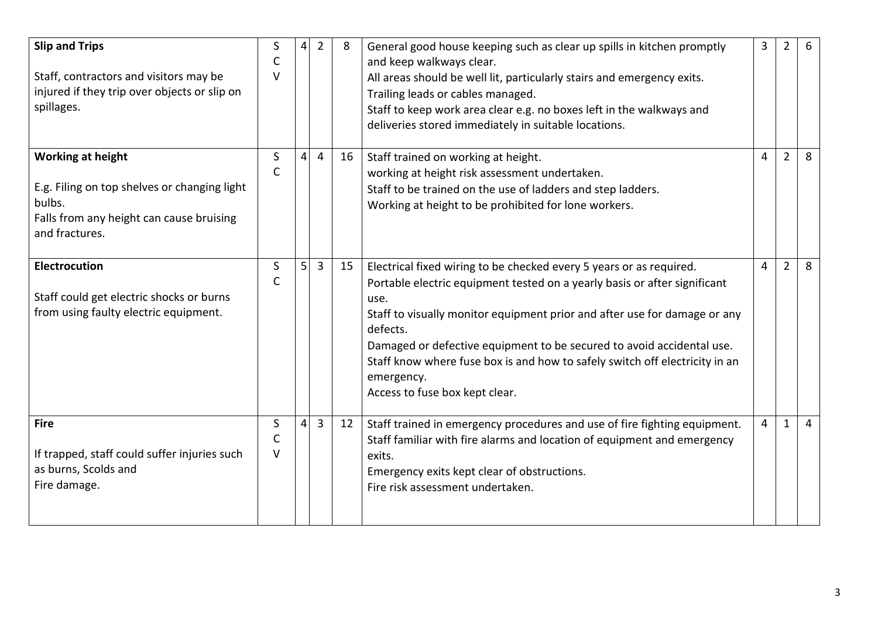| | | | | | | | | |
|---|---|---|---|---|---|---|---|---|
| **Slip and Trips**<br><br>Staff, contractors and visitors may be injured if they trip over objects or slip on spillages. | S<br>C<br>V | 4 | 2 | 8 | General good house keeping such as clear up spills in kitchen promptly and keep walkways clear.<br>All areas should be well lit, particularly stairs and emergency exits.<br>Trailing leads or cables managed.<br>Staff to keep work area clear e.g. no boxes left in the walkways and deliveries stored immediately in suitable locations. | 3 | 2 | 6 |
| **Working at height**<br><br>E.g. Filing on top shelves or changing light bulbs.<br>Falls from any height can cause bruising and fractures. | S<br>C | 4 | 4 | 16 | Staff trained on working at height.<br>working at height risk assessment undertaken.<br>Staff to be trained on the use of ladders and step ladders.<br>Working at height to be prohibited for lone workers. | 4 | 2 | 8 |
| **Electrocution**<br><br>Staff could get electric shocks or burns from using faulty electric equipment. | S<br>C | 5 | 3 | 15 | Electrical fixed wiring to be checked every 5 years or as required.<br>Portable electric equipment tested on a yearly basis or after significant use.<br>Staff to visually monitor equipment prior and after use for damage or any defects.<br>Damaged or defective equipment to be secured to avoid accidental use.<br>Staff know where fuse box is and how to safely switch off electricity in an emergency.<br>Access to fuse box kept clear. | 4 | 2 | 8 |
| **Fire**<br><br>If trapped, staff could suffer injuries such as burns, Scolds and<br>Fire damage. | S<br>C<br>V | 4 | 3 | 12 | Staff trained in emergency procedures and use of fire fighting equipment.<br>Staff familiar with fire alarms and location of equipment and emergency exits.<br>Emergency exits kept clear of obstructions.<br>Fire risk assessment undertaken. | 4 | 1 | 4 |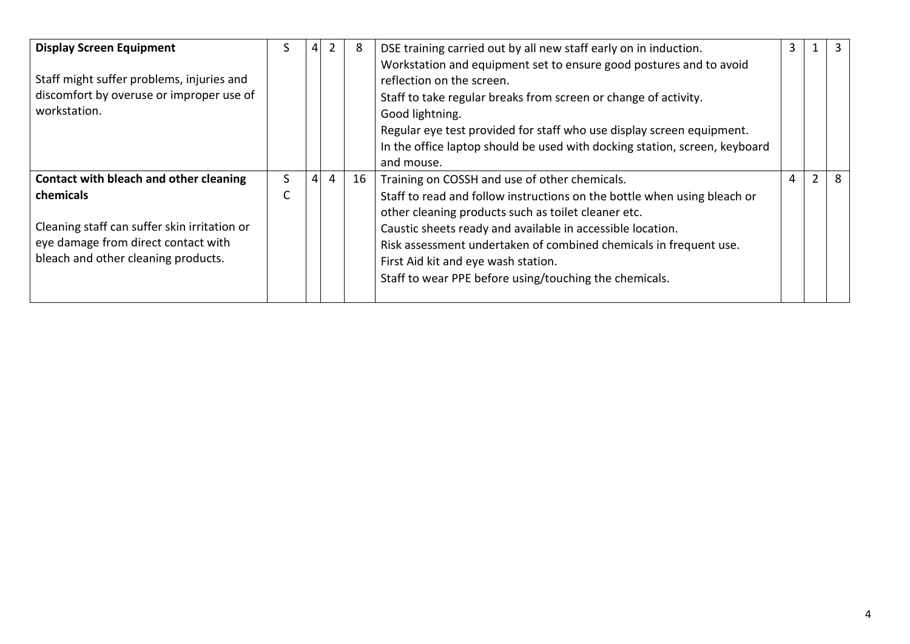| | | | | | | | | |
|---|---|---|---|---|---|---|---|---|
| **Display Screen Equipment**<br><br>Staff might suffer problems, injuries and discomfort by overuse or improper use of workstation. | S | 4 | 2 | 8 | DSE training carried out by all new staff early on in induction.<br>Workstation and equipment set to ensure good postures and to avoid reflection on the screen.<br>Staff to take regular breaks from screen or change of activity.<br>Good lightning.<br>Regular eye test provided for staff who use display screen equipment.<br>In the office laptop should be used with docking station, screen, keyboard and mouse. | 3 | 1 | 3 |
| **Contact with bleach and other cleaning chemicals**<br><br>Cleaning staff can suffer skin irritation or eye damage from direct contact with bleach and other cleaning products. | S<br>C | 4 | 4 | 16 | Training on COSSH and use of other chemicals.<br>Staff to read and follow instructions on the bottle when using bleach or other cleaning products such as toilet cleaner etc.<br>Caustic sheets ready and available in accessible location.<br>Risk assessment undertaken of combined chemicals in frequent use.<br>First Aid kit and eye wash station.<br>Staff to wear PPE before using/touching the chemicals. | 4 | 2 | 8 |